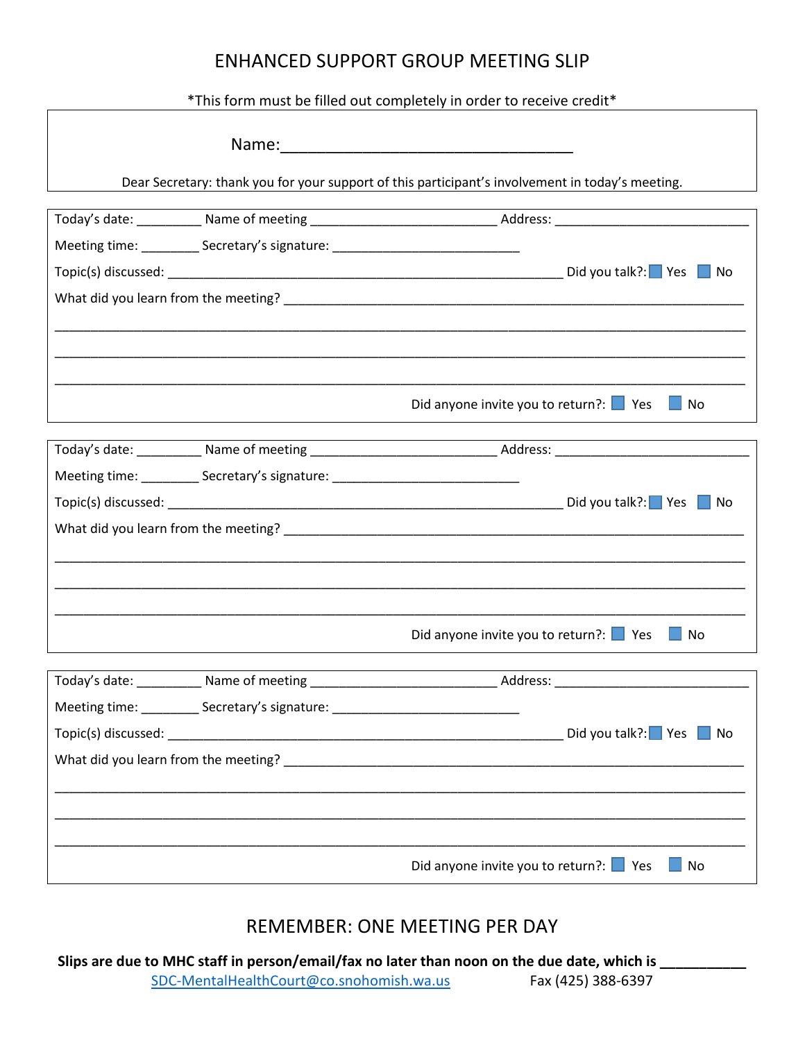# ENHANCED SUPPORT GROUP MEETING SLIP

*This form must be filled out completely in order to receive credit*

Name:_________________________________

Dear Secretary: thank you for your support of this participant's involvement in today's meeting.

---

Today's date: _________ Name of meeting _________________________ Address: __________________________

Meeting time: ________ Secretary's signature: _________________________

Topic(s) discussed: ______________________________________________________ Did you talk?: ☐ Yes ☐ No

What did you learn from the meeting? ______________________________________________________________

_____________________________________________________________________________________________

_____________________________________________________________________________________________

_____________________________________________________________________________________________

Did anyone invite you to return?: ☐ Yes ☐ No

---

Today's date: _________ Name of meeting _________________________ Address: __________________________

Meeting time: ________ Secretary's signature: _________________________

Topic(s) discussed: ______________________________________________________ Did you talk?: ☐ Yes ☐ No

What did you learn from the meeting? ______________________________________________________________

_____________________________________________________________________________________________

_____________________________________________________________________________________________

_____________________________________________________________________________________________

Did anyone invite you to return?: ☐ Yes ☐ No

---

Today's date: _________ Name of meeting _________________________ Address: __________________________

Meeting time: ________ Secretary's signature: _________________________

Topic(s) discussed: ______________________________________________________ Did you talk?: ☐ Yes ☐ No

What did you learn from the meeting? ______________________________________________________________

_____________________________________________________________________________________________

_____________________________________________________________________________________________

_____________________________________________________________________________________________

Did anyone invite you to return?: ☐ Yes ☐ No

---

## REMEMBER: ONE MEETING PER DAY

**Slips are due to MHC staff in person/email/fax no later than noon on the due date, which is __________**

SDC-MentalHealthCourt@co.snohomish.wa.us Fax (425) 388-6397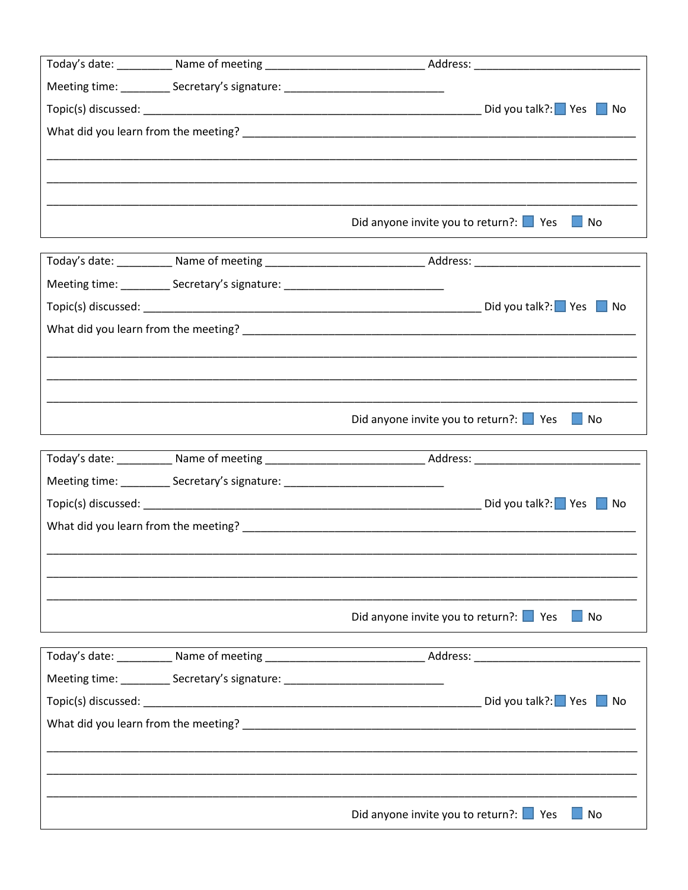Today's date: _________ Name of meeting __________________________ Address: ___________________________

Meeting time: ________ Secretary's signature: __________________________

Topic(s) discussed: _______________________________________________________ Did you talk?: ☐ Yes ☐ No

What did you learn from the meeting? ________________________________________________________________

_______________________________________________________________________________________________

_______________________________________________________________________________________________

_______________________________________________________________________________________________

Did anyone invite you to return?: ☐ Yes ☐ No

---

Today's date: _________ Name of meeting __________________________ Address: ___________________________

Meeting time: ________ Secretary's signature: __________________________

Topic(s) discussed: _______________________________________________________ Did you talk?: ☐ Yes ☐ No

What did you learn from the meeting? ________________________________________________________________

_______________________________________________________________________________________________

_______________________________________________________________________________________________

_______________________________________________________________________________________________

Did anyone invite you to return?: ☐ Yes ☐ No

---

Today's date: _________ Name of meeting __________________________ Address: ___________________________

Meeting time: ________ Secretary's signature: __________________________

Topic(s) discussed: _______________________________________________________ Did you talk?: ☐ Yes ☐ No

What did you learn from the meeting? ________________________________________________________________

_______________________________________________________________________________________________

_______________________________________________________________________________________________

_______________________________________________________________________________________________

Did anyone invite you to return?: ☐ Yes ☐ No

---

Today's date: _________ Name of meeting __________________________ Address: ___________________________

Meeting time: ________ Secretary's signature: __________________________

Topic(s) discussed: _______________________________________________________ Did you talk?: ☐ Yes ☐ No

What did you learn from the meeting? ________________________________________________________________

_______________________________________________________________________________________________

_______________________________________________________________________________________________

_______________________________________________________________________________________________

Did anyone invite you to return?: ☐ Yes ☐ No